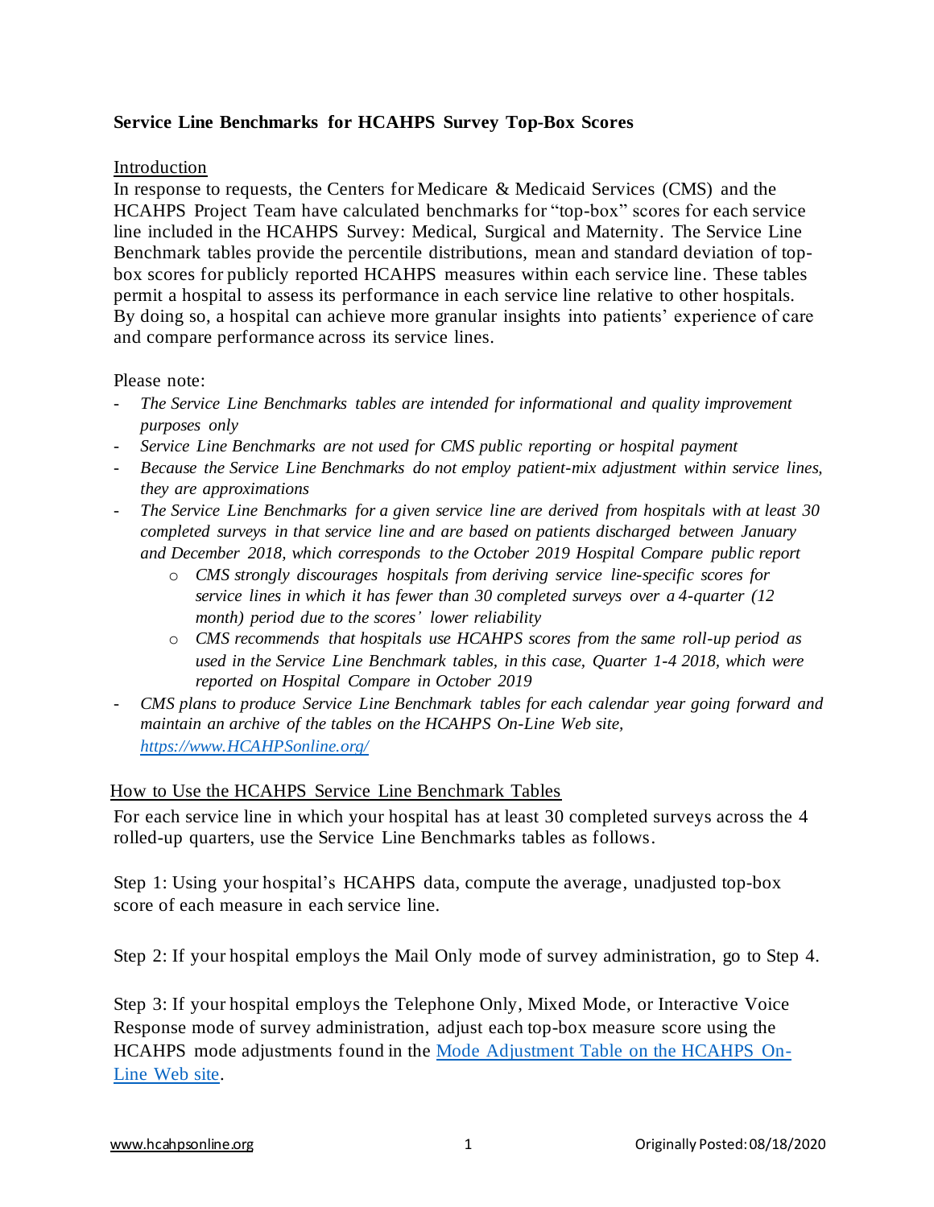**Service Line Benchmarks for HCAHPS Survey Top-Box Scores**

Introduction

In response to requests, the Centers for Medicare & Medicaid Services (CMS) and the HCAHPS Project Team have calculated benchmarks for "top-box" scores for each service line included in the HCAHPS Survey: Medical, Surgical and Maternity. The Service Line Benchmark tables provide the percentile distributions, mean and standard deviation of top-box scores for publicly reported HCAHPS measures within each service line. These tables permit a hospital to assess its performance in each service line relative to other hospitals. By doing so, a hospital can achieve more granular insights into patients' experience of care and compare performance across its service lines.

Please note:

- *The Service Line Benchmarks tables are intended for informational and quality improvement purposes only*
- *Service Line Benchmarks are not used for CMS public reporting or hospital payment*
- *Because the Service Line Benchmarks do not employ patient-mix adjustment within service lines, they are approximations*
- *The Service Line Benchmarks for a given service line are derived from hospitals with at least 30 completed surveys in that service line and are based on patients discharged between January and December 2018, which corresponds to the October 2019 Hospital Compare public report*
    - *CMS strongly discourages hospitals from deriving service line-specific scores for service lines in which it has fewer than 30 completed surveys over a 4-quarter (12 month) period due to the scores' lower reliability*
    - *CMS recommends that hospitals use HCAHPS scores from the same roll-up period as used in the Service Line Benchmark tables, in this case, Quarter 1-4 2018, which were reported on Hospital Compare in October 2019*
- *CMS plans to produce Service Line Benchmark tables for each calendar year going forward and maintain an archive of the tables on the HCAHPS On-Line Web site, [https://www.HCAHPSonline.org/](https://www.HCAHPSonline.org/)*

How to Use the HCAHPS Service Line Benchmark Tables

For each service line in which your hospital has at least 30 completed surveys across the 4 rolled-up quarters, use the Service Line Benchmarks tables as follows.

Step 1: Using your hospital's HCAHPS data, compute the average, unadjusted top-box score of each measure in each service line.

Step 2: If your hospital employs the Mail Only mode of survey administration, go to Step 4.

Step 3: If your hospital employs the Telephone Only, Mixed Mode, or Interactive Voice Response mode of survey administration, adjust each top-box measure score using the HCAHPS mode adjustments found in the Mode Adjustment Table on the HCAHPS On-Line Web site.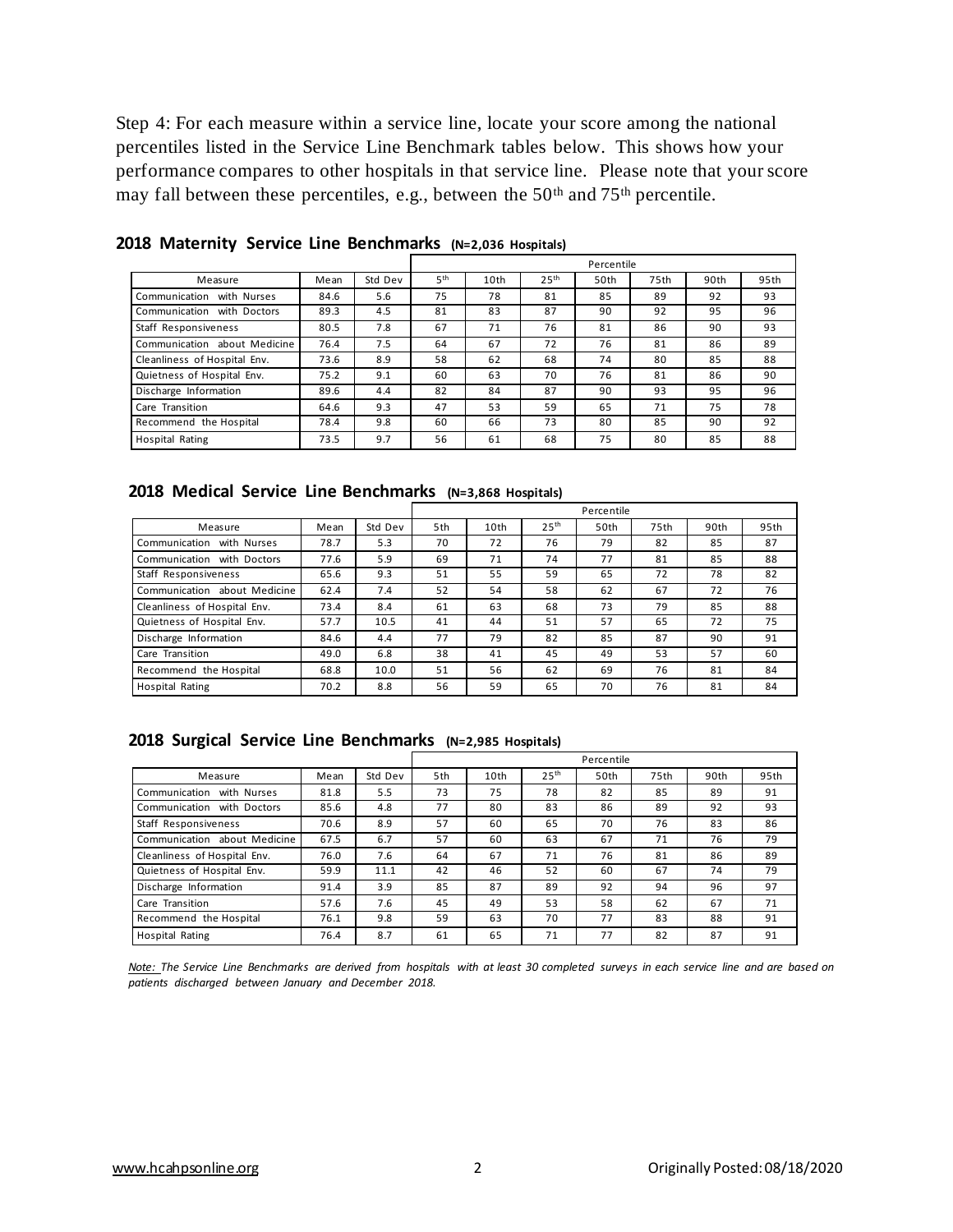Step 4: For each measure within a service line, locate your score among the national percentiles listed in the Service Line Benchmark tables below. This shows how your performance compares to other hospitals in that service line. Please note that your score may fall between these percentiles, e.g., between the 50th and 75th percentile.

### 2018 Maternity Service Line Benchmarks (N=2,036 Hospitals)

| | | | Percentile | | | | | | |
|---|---|---|---|---|---|---|---|---|---|
| Measure | Mean | Std Dev | 5th | 10th | 25th | 50th | 75th | 90th | 95th |
| Communication with Nurses | 84.6 | 5.6 | 75 | 78 | 81 | 85 | 89 | 92 | 93 |
| Communication with Doctors | 89.3 | 4.5 | 81 | 83 | 87 | 90 | 92 | 95 | 96 |
| Staff Responsiveness | 80.5 | 7.8 | 67 | 71 | 76 | 81 | 86 | 90 | 93 |
| Communication about Medicine | 76.4 | 7.5 | 64 | 67 | 72 | 76 | 81 | 86 | 89 |
| Cleanliness of Hospital Env. | 73.6 | 8.9 | 58 | 62 | 68 | 74 | 80 | 85 | 88 |
| Quietness of Hospital Env. | 75.2 | 9.1 | 60 | 63 | 70 | 76 | 81 | 86 | 90 |
| Discharge Information | 89.6 | 4.4 | 82 | 84 | 87 | 90 | 93 | 95 | 96 |
| Care Transition | 64.6 | 9.3 | 47 | 53 | 59 | 65 | 71 | 75 | 78 |
| Recommend the Hospital | 78.4 | 9.8 | 60 | 66 | 73 | 80 | 85 | 90 | 92 |
| Hospital Rating | 73.5 | 9.7 | 56 | 61 | 68 | 75 | 80 | 85 | 88 |

### 2018 Medical Service Line Benchmarks (N=3,868 Hospitals)

| | | | Percentile | | | | | | |
|---|---|---|---|---|---|---|---|---|---|
| Measure | Mean | Std Dev | 5th | 10th | 25th | 50th | 75th | 90th | 95th |
| Communication with Nurses | 78.7 | 5.3 | 70 | 72 | 76 | 79 | 82 | 85 | 87 |
| Communication with Doctors | 77.6 | 5.9 | 69 | 71 | 74 | 77 | 81 | 85 | 88 |
| Staff Responsiveness | 65.6 | 9.3 | 51 | 55 | 59 | 65 | 72 | 78 | 82 |
| Communication about Medicine | 62.4 | 7.4 | 52 | 54 | 58 | 62 | 67 | 72 | 76 |
| Cleanliness of Hospital Env. | 73.4 | 8.4 | 61 | 63 | 68 | 73 | 79 | 85 | 88 |
| Quietness of Hospital Env. | 57.7 | 10.5 | 41 | 44 | 51 | 57 | 65 | 72 | 75 |
| Discharge Information | 84.6 | 4.4 | 77 | 79 | 82 | 85 | 87 | 90 | 91 |
| Care Transition | 49.0 | 6.8 | 38 | 41 | 45 | 49 | 53 | 57 | 60 |
| Recommend the Hospital | 68.8 | 10.0 | 51 | 56 | 62 | 69 | 76 | 81 | 84 |
| Hospital Rating | 70.2 | 8.8 | 56 | 59 | 65 | 70 | 76 | 81 | 84 |

### 2018 Surgical Service Line Benchmarks (N=2,985 Hospitals)

| | | | Percentile | | | | | | |
|---|---|---|---|---|---|---|---|---|---|
| Measure | Mean | Std Dev | 5th | 10th | 25th | 50th | 75th | 90th | 95th |
| Communication with Nurses | 81.8 | 5.5 | 73 | 75 | 78 | 82 | 85 | 89 | 91 |
| Communication with Doctors | 85.6 | 4.8 | 77 | 80 | 83 | 86 | 89 | 92 | 93 |
| Staff Responsiveness | 70.6 | 8.9 | 57 | 60 | 65 | 70 | 76 | 83 | 86 |
| Communication about Medicine | 67.5 | 6.7 | 57 | 60 | 63 | 67 | 71 | 76 | 79 |
| Cleanliness of Hospital Env. | 76.0 | 7.6 | 64 | 67 | 71 | 76 | 81 | 86 | 89 |
| Quietness of Hospital Env. | 59.9 | 11.1 | 42 | 46 | 52 | 60 | 67 | 74 | 79 |
| Discharge Information | 91.4 | 3.9 | 85 | 87 | 89 | 92 | 94 | 96 | 97 |
| Care Transition | 57.6 | 7.6 | 45 | 49 | 53 | 58 | 62 | 67 | 71 |
| Recommend the Hospital | 76.1 | 9.8 | 59 | 63 | 70 | 77 | 83 | 88 | 91 |
| Hospital Rating | 76.4 | 8.7 | 61 | 65 | 71 | 77 | 82 | 87 | 91 |

*Note: The Service Line Benchmarks are derived from hospitals with at least 30 completed surveys in each service line and are based on patients discharged between January and December 2018.*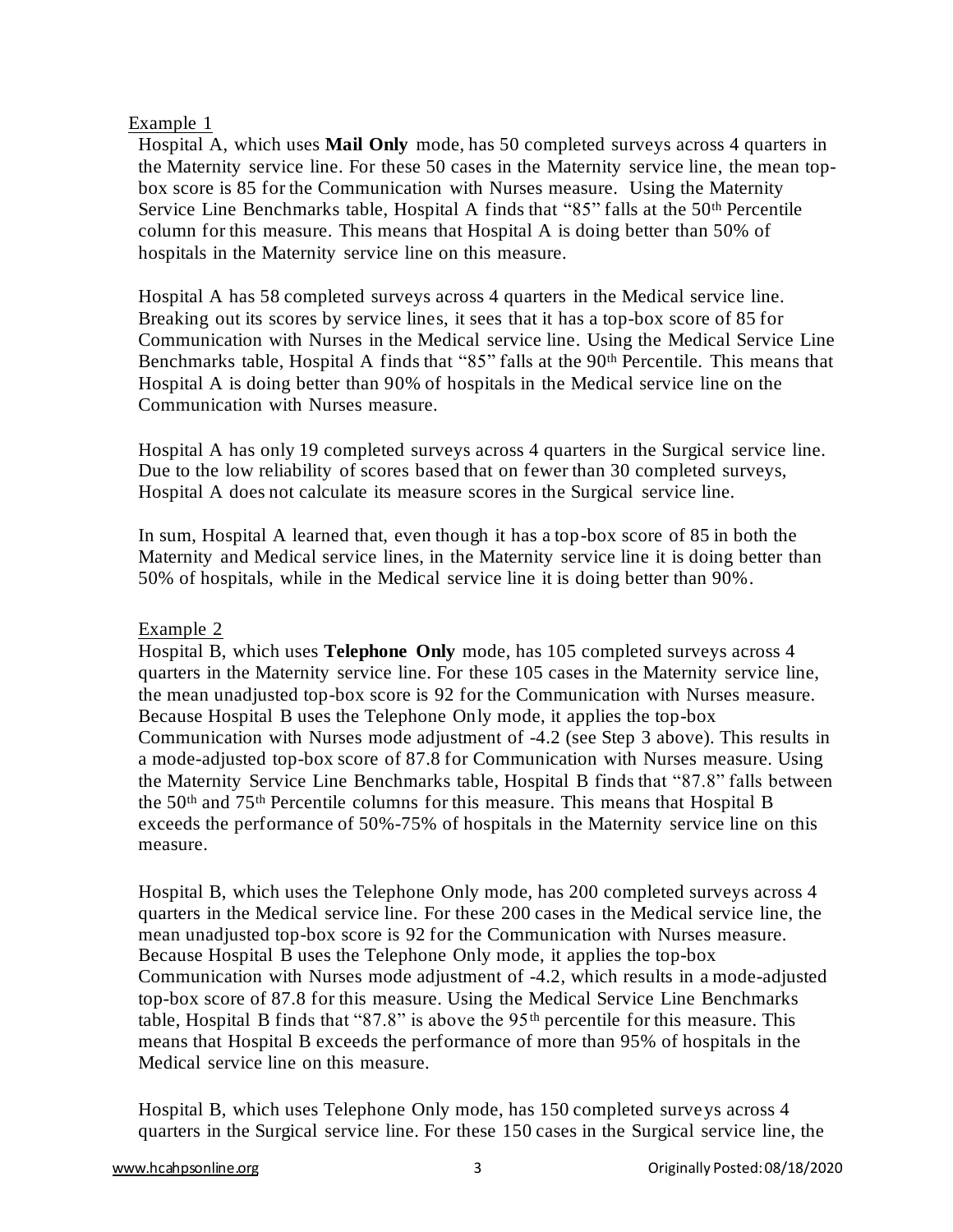Example 1

Hospital A, which uses **Mail Only** mode, has 50 completed surveys across 4 quarters in the Maternity service line. For these 50 cases in the Maternity service line, the mean top-box score is 85 for the Communication with Nurses measure. Using the Maternity Service Line Benchmarks table, Hospital A finds that "85" falls at the 50th Percentile column for this measure. This means that Hospital A is doing better than 50% of hospitals in the Maternity service line on this measure.

Hospital A has 58 completed surveys across 4 quarters in the Medical service line. Breaking out its scores by service lines, it sees that it has a top-box score of 85 for Communication with Nurses in the Medical service line. Using the Medical Service Line Benchmarks table, Hospital A finds that "85" falls at the 90th Percentile. This means that Hospital A is doing better than 90% of hospitals in the Medical service line on the Communication with Nurses measure.

Hospital A has only 19 completed surveys across 4 quarters in the Surgical service line. Due to the low reliability of scores based that on fewer than 30 completed surveys, Hospital A does not calculate its measure scores in the Surgical service line.

In sum, Hospital A learned that, even though it has a top-box score of 85 in both the Maternity and Medical service lines, in the Maternity service line it is doing better than 50% of hospitals, while in the Medical service line it is doing better than 90%.

Example 2

Hospital B, which uses **Telephone Only** mode, has 105 completed surveys across 4 quarters in the Maternity service line. For these 105 cases in the Maternity service line, the mean unadjusted top-box score is 92 for the Communication with Nurses measure. Because Hospital B uses the Telephone Only mode, it applies the top-box Communication with Nurses mode adjustment of -4.2 (see Step 3 above). This results in a mode-adjusted top-box score of 87.8 for Communication with Nurses measure. Using the Maternity Service Line Benchmarks table, Hospital B finds that "87.8" falls between the 50th and 75th Percentile columns for this measure. This means that Hospital B exceeds the performance of 50%-75% of hospitals in the Maternity service line on this measure.

Hospital B, which uses the Telephone Only mode, has 200 completed surveys across 4 quarters in the Medical service line. For these 200 cases in the Medical service line, the mean unadjusted top-box score is 92 for the Communication with Nurses measure. Because Hospital B uses the Telephone Only mode, it applies the top-box Communication with Nurses mode adjustment of -4.2, which results in a mode-adjusted top-box score of 87.8 for this measure. Using the Medical Service Line Benchmarks table, Hospital B finds that "87.8" is above the 95th percentile for this measure. This means that Hospital B exceeds the performance of more than 95% of hospitals in the Medical service line on this measure.

Hospital B, which uses Telephone Only mode, has 150 completed surveys across 4 quarters in the Surgical service line. For these 150 cases in the Surgical service line, the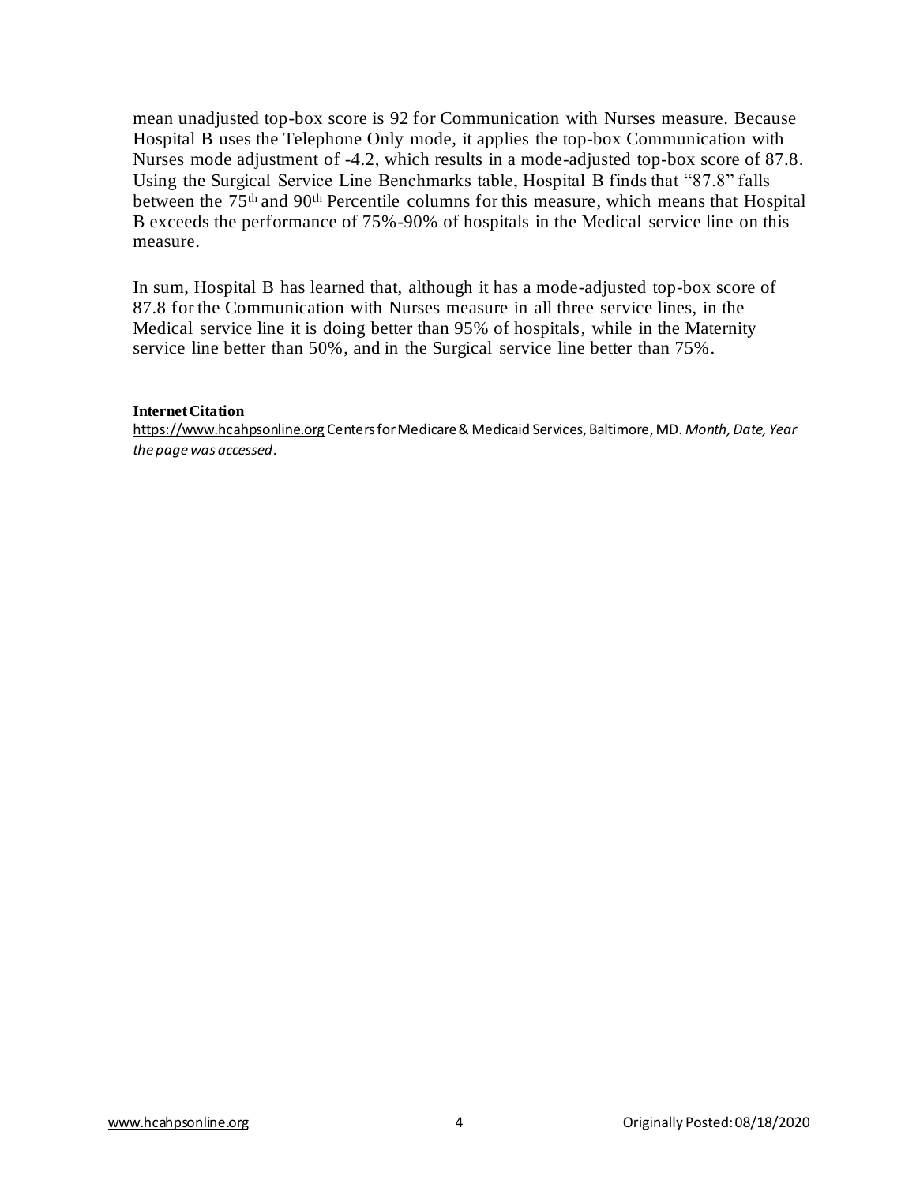mean unadjusted top-box score is 92 for Communication with Nurses measure. Because Hospital B uses the Telephone Only mode, it applies the top-box Communication with Nurses mode adjustment of -4.2, which results in a mode-adjusted top-box score of 87.8. Using the Surgical Service Line Benchmarks table, Hospital B finds that "87.8" falls between the 75th and 90th Percentile columns for this measure, which means that Hospital B exceeds the performance of 75%-90% of hospitals in the Medical service line on this measure.

In sum, Hospital B has learned that, although it has a mode-adjusted top-box score of 87.8 for the Communication with Nurses measure in all three service lines, in the Medical service line it is doing better than 95% of hospitals, while in the Maternity service line better than 50%, and in the Surgical service line better than 75%.

**Internet Citation**

https://www.hcahpsonline.org Centers for Medicare & Medicaid Services, Baltimore, MD. *Month, Date, Year the page was accessed*.